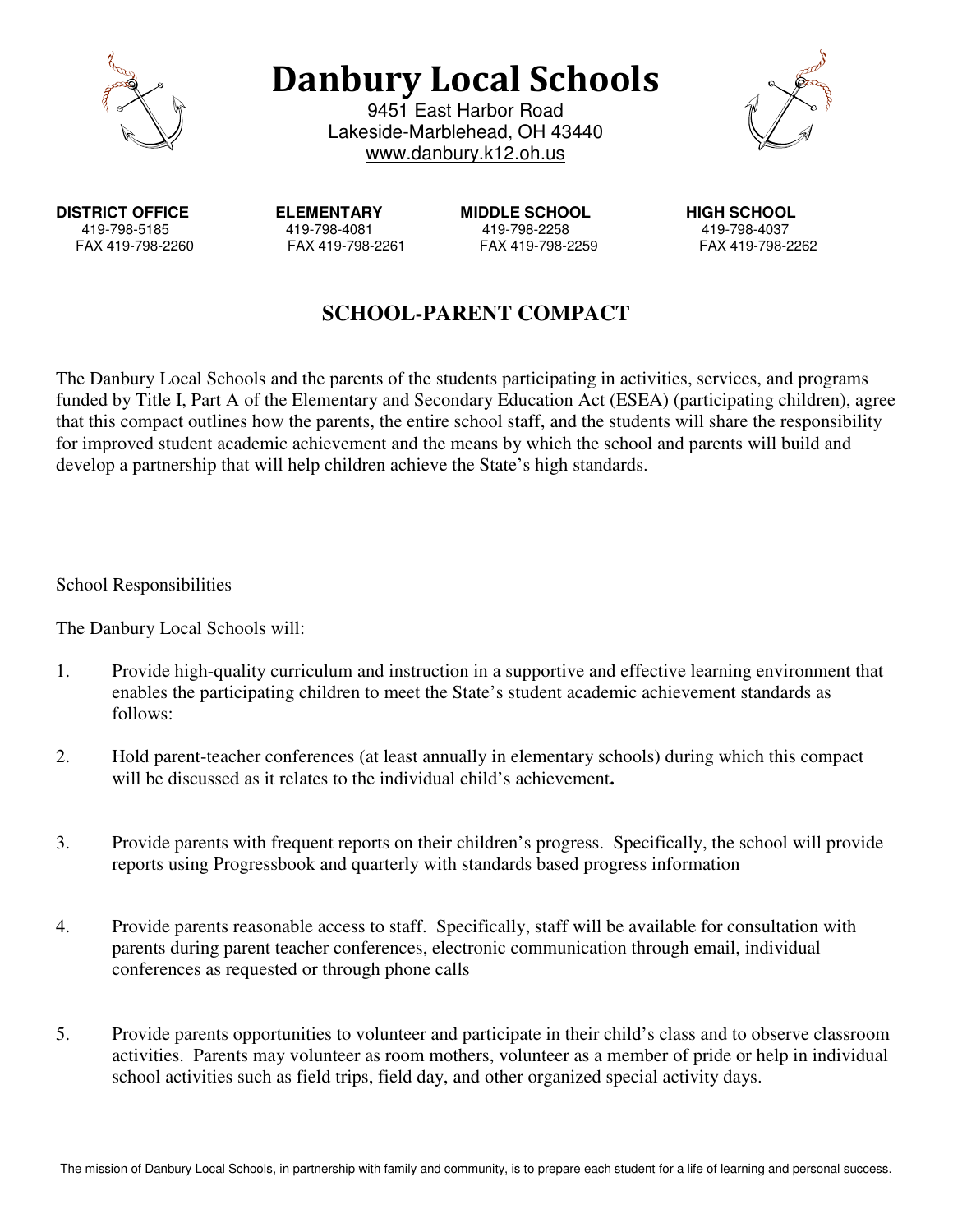# Danbury Local Schools

9451 East Harbor Road
Lakeside-Marblehead, OH 43440
www.danbury.k12.oh.us

| DISTRICT OFFICE | ELEMENTARY | MIDDLE SCHOOL | HIGH SCHOOL |
|---|---|---|---|
| 419-798-5185 | 419-798-4081 | 419-798-2258 | 419-798-4037 |
| FAX 419-798-2260 | FAX 419-798-2261 | FAX 419-798-2259 | FAX 419-798-2262 |

## SCHOOL-PARENT COMPACT

The Danbury Local Schools and the parents of the students participating in activities, services, and programs funded by Title I, Part A of the Elementary and Secondary Education Act (ESEA) (participating children), agree that this compact outlines how the parents, the entire school staff, and the students will share the responsibility for improved student academic achievement and the means by which the school and parents will build and develop a partnership that will help children achieve the State's high standards.

School Responsibilities

The Danbury Local Schools will:

1. Provide high-quality curriculum and instruction in a supportive and effective learning environment that enables the participating children to meet the State's student academic achievement standards as follows:

2. Hold parent-teacher conferences (at least annually in elementary schools) during which this compact will be discussed as it relates to the individual child's achievement**.**

3. Provide parents with frequent reports on their children's progress. Specifically, the school will provide reports using Progressbook and quarterly with standards based progress information

4. Provide parents reasonable access to staff. Specifically, staff will be available for consultation with parents during parent teacher conferences, electronic communication through email, individual conferences as requested or through phone calls

5. Provide parents opportunities to volunteer and participate in their child's class and to observe classroom activities. Parents may volunteer as room mothers, volunteer as a member of pride or help in individual school activities such as field trips, field day, and other organized special activity days.

The mission of Danbury Local Schools, in partnership with family and community, is to prepare each student for a life of learning and personal success.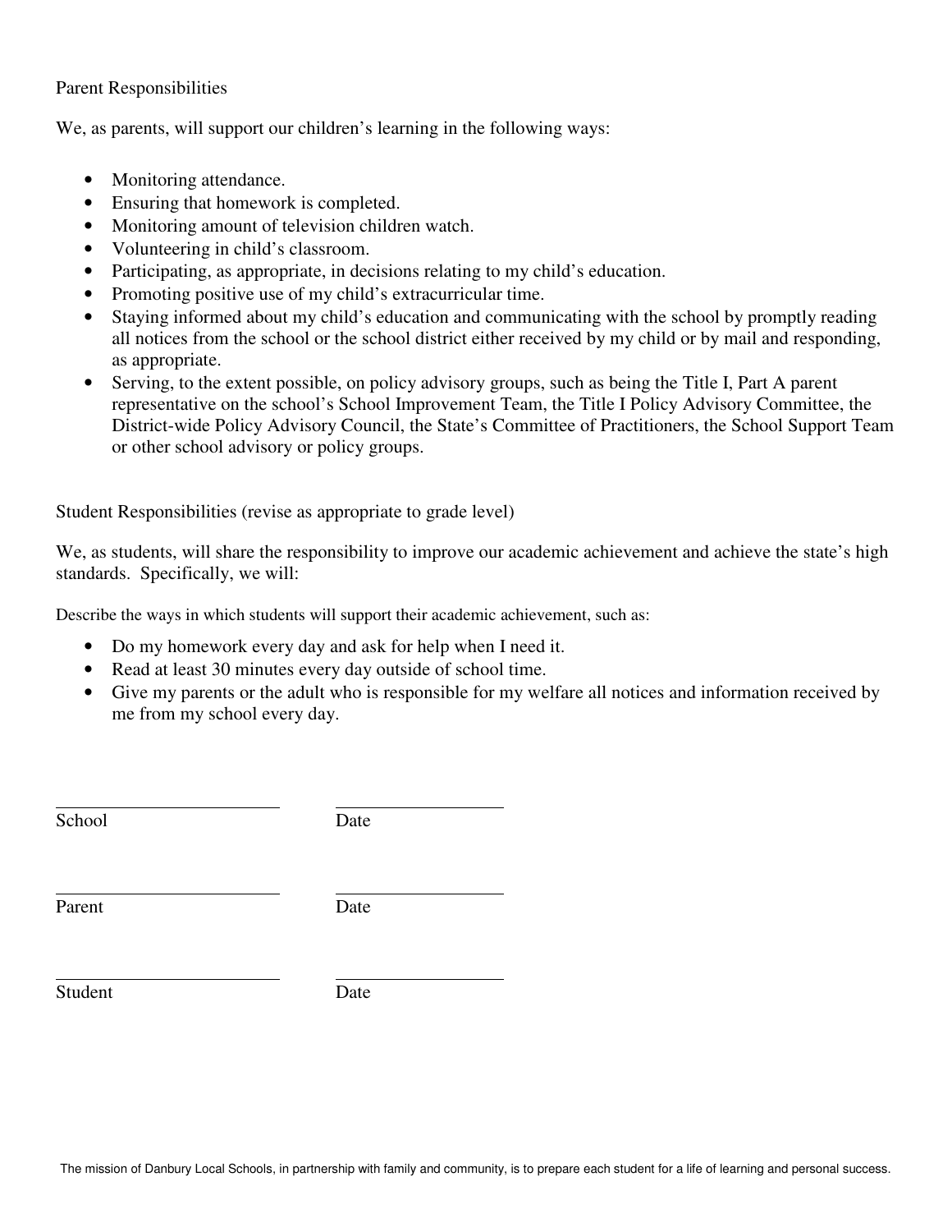Parent Responsibilities

We, as parents, will support our children's learning in the following ways:

- Monitoring attendance.
- Ensuring that homework is completed.
- Monitoring amount of television children watch.
- Volunteering in child's classroom.
- Participating, as appropriate, in decisions relating to my child's education.
- Promoting positive use of my child's extracurricular time.
- Staying informed about my child's education and communicating with the school by promptly reading all notices from the school or the school district either received by my child or by mail and responding, as appropriate.
- Serving, to the extent possible, on policy advisory groups, such as being the Title I, Part A parent representative on the school's School Improvement Team, the Title I Policy Advisory Committee, the District-wide Policy Advisory Council, the State's Committee of Practitioners, the School Support Team or other school advisory or policy groups.

Student Responsibilities (revise as appropriate to grade level)

We, as students, will share the responsibility to improve our academic achievement and achieve the state's high standards. Specifically, we will:

Describe the ways in which students will support their academic achievement, such as:

- Do my homework every day and ask for help when I need it.
- Read at least 30 minutes every day outside of school time.
- Give my parents or the adult who is responsible for my welfare all notices and information received by me from my school every day.

\_\_\_\_\_\_\_\_\_\_\_\_\_\_\_\_\_\_\_\_\_\_\_\_ \_\_\_\_\_\_\_\_\_\_\_\_\_\_\_\_\_\_
School Date

\_\_\_\_\_\_\_\_\_\_\_\_\_\_\_\_\_\_\_\_\_\_\_\_ \_\_\_\_\_\_\_\_\_\_\_\_\_\_\_\_\_\_
Parent Date

\_\_\_\_\_\_\_\_\_\_\_\_\_\_\_\_\_\_\_\_\_\_\_\_ \_\_\_\_\_\_\_\_\_\_\_\_\_\_\_\_\_\_
Student Date

The mission of Danbury Local Schools, in partnership with family and community, is to prepare each student for a life of learning and personal success.